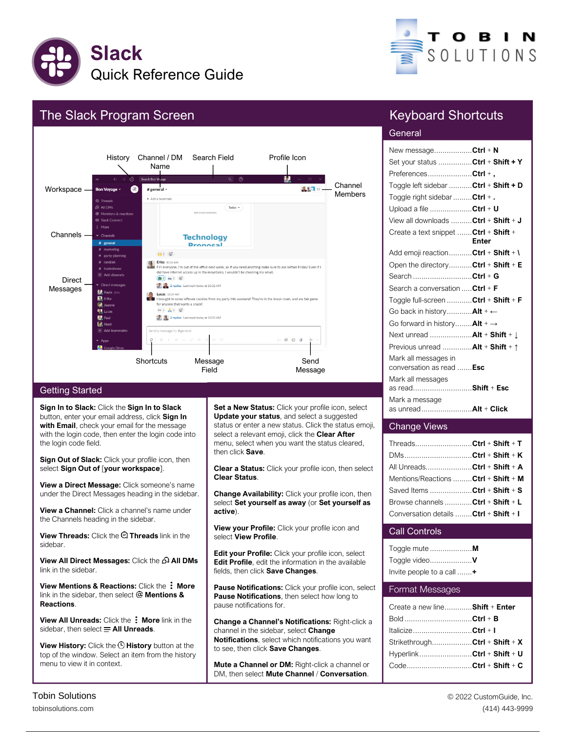# Slack

## Quick Reference Guide

## The Slack Program Screen

History · Channel / DM Name · Search Field · Profile Icon · Workspace · Channel Members · Channels · Direct Messages · Shortcuts · Message Field · Send Message

## Getting Started

**Sign In to Slack:** Click the **Sign In to Slack** button, enter your email address, click **Sign In with Email**, check your email for the message with the login code, then enter the login code into the login code field.

**Sign Out of Slack:** Click your profile icon, then select **Sign Out of** [**your workspace**].

**View a Direct Message:** Click someone's name under the Direct Messages heading in the sidebar.

**View a Channel:** Click a channel's name under the Channels heading in the sidebar.

**View Threads:** Click the **Threads** link in the sidebar.

**View All Direct Messages:** Click the **All DMs** link in the sidebar.

**View Mentions & Reactions:** Click the **More** link in the sidebar, then select **@ Mentions & Reactions**.

**View All Unreads:** Click the **More** link in the sidebar, then select **All Unreads**.

**View History:** Click the **History** button at the top of the window. Select an item from the history menu to view it in context.

**Set a New Status:** Click your profile icon, select **Update your status**, and select a suggested status or enter a new status. Click the status emoji, select a relevant emoji, click the **Clear After** menu, select when you want the status cleared, then click **Save**.

**Clear a Status:** Click your profile icon, then select **Clear Status**.

**Change Availability:** Click your profile icon, then select **Set yourself as away** (or **Set yourself as active**).

**View your Profile:** Click your profile icon and select **View Profile**.

**Edit your Profile:** Click your profile icon, select **Edit Profile**, edit the information in the available fields, then click **Save Changes**.

**Pause Notifications:** Click your profile icon, select **Pause Notifications**, then select how long to pause notifications for.

**Change a Channel's Notifications:** Right-click a channel in the sidebar, select **Change Notifications**, select which notifications you want to see, then click **Save Changes**.

**Mute a Channel or DM:** Right-click a channel or DM, then select **Mute Channel** / **Conversation**.

## Keyboard Shortcuts

### General

| Action | Shortcut |
|---|---|
| New message | **Ctrl** + **N** |
| Set your status | **Ctrl** + **Shift** + **Y** |
| Preferences | **Ctrl** + **,** |
| Toggle left sidebar | **Ctrl** + **Shift** + **D** |
| Toggle right sidebar | **Ctrl** + **.** |
| Upload a file | **Ctrl** + **U** |
| View all downloads | **Ctrl** + **Shift** + **J** |
| Create a text snippet | **Ctrl** + **Shift** + **Enter** |
| Add emoji reaction | **Ctrl** + **Shift** + **\\** |
| Open the directory | **Ctrl** + **Shift** + **E** |
| Search | **Ctrl** + **G** |
| Search a conversation | **Ctrl** + **F** |
| Toggle full-screen | **Ctrl** + **Shift** + **F** |
| Go back in history | **Alt** + ← |
| Go forward in history | **Alt** + → |
| Next unread | **Alt** + **Shift** + ↓ |
| Previous unread | **Alt** + **Shift** + ↑ |
| Mark all messages in conversation as read | **Esc** |
| Mark all messages as read | **Shift** + **Esc** |
| Mark a message as unread | **Alt** + **Click** |

### Change Views

| Action | Shortcut |
|---|---|
| Threads | **Ctrl** + **Shift** + **T** |
| DMs | **Ctrl** + **Shift** + **K** |
| All Unreads | **Ctrl** + **Shift** + **A** |
| Mentions/Reactions | **Ctrl** + **Shift** + **M** |
| Saved Items | **Ctrl** + **Shift** + **S** |
| Browse channels | **Ctrl** + **Shift** + **L** |
| Conversation details | **Ctrl** + **Shift** + **I** |

### Call Controls

| Action | Shortcut |
|---|---|
| Toggle mute | **M** |
| Toggle video | **V** |
| Invite people to a call | **+** |

### Format Messages

| Action | Shortcut |
|---|---|
| Create a new line | **Shift** + **Enter** |
| Bold | **Ctrl** + **B** |
| Italicize | **Ctrl** + **I** |
| Strikethrough | **Ctrl** + **Shift** + **X** |
| Hyperlink | **Ctrl** + **Shift** + **U** |
| Code | **Ctrl** + **Shift** + **C** |

Tobin Solutions
tobinsolutions.com

© 2022 CustomGuide, Inc.
(414) 443-9999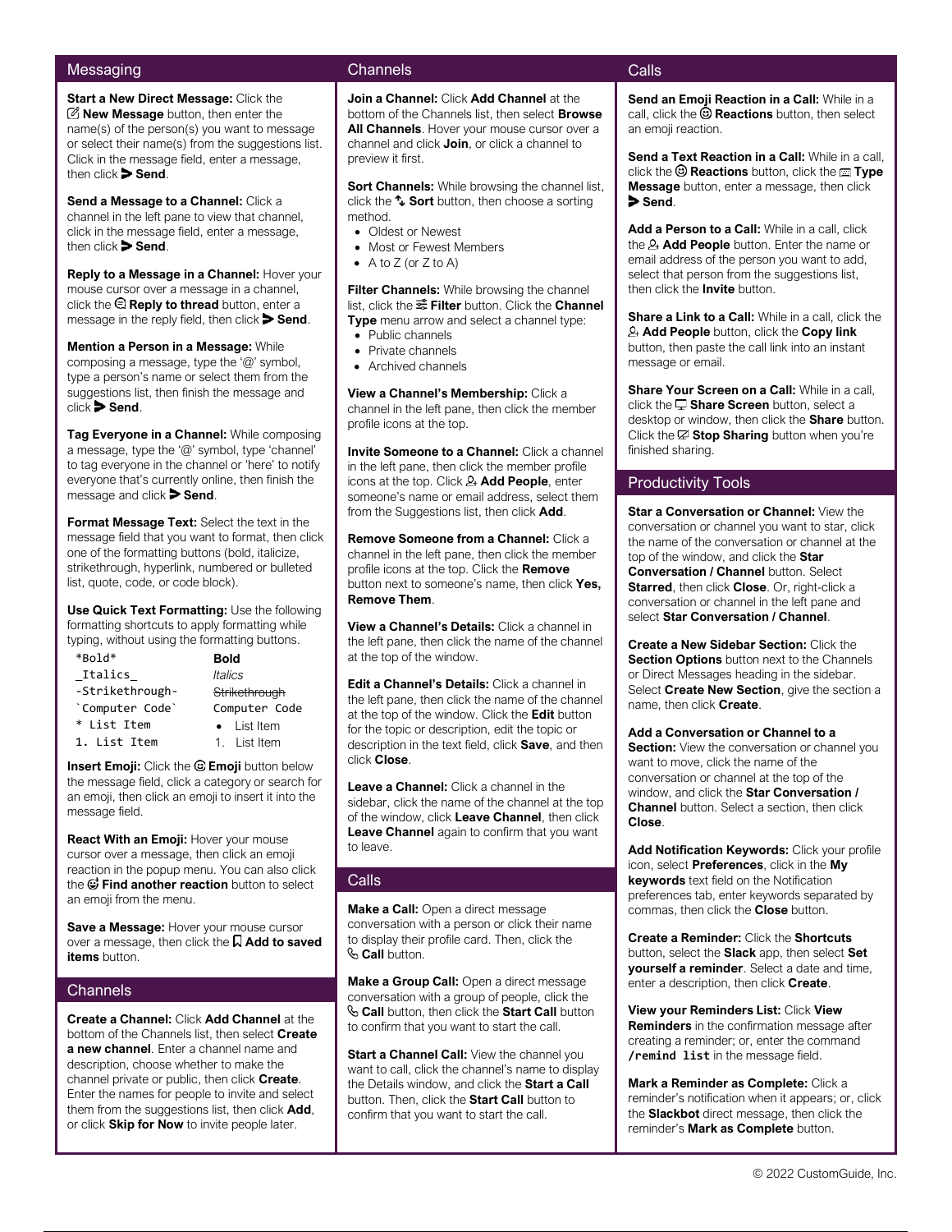## Messaging

**Start a New Direct Message:** Click the **New Message** button, then enter the name(s) of the person(s) you want to message or select their name(s) from the suggestions list. Click in the message field, enter a message, then click **Send**.

**Send a Message to a Channel:** Click a channel in the left pane to view that channel, click in the message field, enter a message, then click **Send**.

**Reply to a Message in a Channel:** Hover your mouse cursor over a message in a channel, click the **Reply to thread** button, enter a message in the reply field, then click **Send**.

**Mention a Person in a Message:** While composing a message, type the '@' symbol, type a person's name or select them from the suggestions list, then finish the message and click **Send**.

**Tag Everyone in a Channel:** While composing a message, type the '@' symbol, type 'channel' to tag everyone in the channel or 'here' to notify everyone that's currently online, then finish the message and click **Send**.

**Format Message Text:** Select the text in the message field that you want to format, then click one of the formatting buttons (bold, italicize, strikethrough, hyperlink, numbered or bulleted list, quote, code, or code block).

**Use Quick Text Formatting:** Use the following formatting shortcuts to apply formatting while typing, without using the formatting buttons.

| | |
|---|---|
| `*Bold*` | **Bold** |
| `_Italics_` | *Italics* |
| `-Strikethrough-` | ~~Strikethrough~~ |
| `` `Computer Code` `` | `Computer Code` |
| `* List Item` | • List Item |
| `1. List Item` | 1. List Item |

**Insert Emoji:** Click the **Emoji** button below the message field, click a category or search for an emoji, then click an emoji to insert it into the message field.

**React With an Emoji:** Hover your mouse cursor over a message, then click an emoji reaction in the popup menu. You can also click the **Find another reaction** button to select an emoji from the menu.

**Save a Message:** Hover your mouse cursor over a message, then click the **Add to saved items** button.

## Channels

**Create a Channel:** Click **Add Channel** at the bottom of the Channels list, then select **Create a new channel**. Enter a channel name and description, choose whether to make the channel private or public, then click **Create**. Enter the names for people to invite and select them from the suggestions list, then click **Add**, or click **Skip for Now** to invite people later.

**Join a Channel:** Click **Add Channel** at the bottom of the Channels list, then select **Browse All Channels**. Hover your mouse cursor over a channel and click **Join**, or click a channel to preview it first.

**Sort Channels:** While browsing the channel list, click the **Sort** button, then choose a sorting method.

- Oldest or Newest
- Most or Fewest Members
- A to Z (or Z to A)

**Filter Channels:** While browsing the channel list, click the **Filter** button. Click the **Channel Type** menu arrow and select a channel type:

- Public channels
- Private channels
- Archived channels

**View a Channel's Membership:** Click a channel in the left pane, then click the member profile icons at the top.

**Invite Someone to a Channel:** Click a channel in the left pane, then click the member profile icons at the top. Click **Add People**, enter someone's name or email address, select them from the Suggestions list, then click **Add**.

**Remove Someone from a Channel:** Click a channel in the left pane, then click the member profile icons at the top. Click the **Remove** button next to someone's name, then click **Yes, Remove Them**.

**View a Channel's Details:** Click a channel in the left pane, then click the name of the channel at the top of the window.

**Edit a Channel's Details:** Click a channel in the left pane, then click the name of the channel at the top of the window. Click the **Edit** button for the topic or description, edit the topic or description in the text field, click **Save**, and then click **Close**.

**Leave a Channel:** Click a channel in the sidebar, click the name of the channel at the top of the window, click **Leave Channel**, then click **Leave Channel** again to confirm that you want to leave.

## Calls

**Make a Call:** Open a direct message conversation with a person or click their name to display their profile card. Then, click the **Call** button.

**Make a Group Call:** Open a direct message conversation with a group of people, click the **Call** button, then click the **Start Call** button to confirm that you want to start the call.

**Start a Channel Call:** View the channel you want to call, click the channel's name to display the Details window, and click the **Start a Call** button. Then, click the **Start Call** button to confirm that you want to start the call.

**Send an Emoji Reaction in a Call:** While in a call, click the **Reactions** button, then select an emoji reaction.

**Send a Text Reaction in a Call:** While in a call, click the **Reactions** button, click the **Type Message** button, enter a message, then click **Send**.

**Add a Person to a Call:** While in a call, click the **Add People** button. Enter the name or email address of the person you want to add, select that person from the suggestions list, then click the **Invite** button.

**Share a Link to a Call:** While in a call, click the **Add People** button, click the **Copy link** button, then paste the call link into an instant message or email.

**Share Your Screen on a Call:** While in a call, click the **Share Screen** button, select a desktop or window, then click the **Share** button. Click the **Stop Sharing** button when you're finished sharing.

## Productivity Tools

**Star a Conversation or Channel:** View the conversation or channel you want to star, click the name of the conversation or channel at the top of the window, and click the **Star Conversation / Channel** button. Select **Starred**, then click **Close**. Or, right-click a conversation or channel in the left pane and select **Star Conversation / Channel**.

**Create a New Sidebar Section:** Click the **Section Options** button next to the Channels or Direct Messages heading in the sidebar. Select **Create New Section**, give the section a name, then click **Create**.

**Add a Conversation or Channel to a Section:** View the conversation or channel you want to move, click the name of the conversation or channel at the top of the window, and click the **Star Conversation / Channel** button. Select a section, then click **Close**.

**Add Notification Keywords:** Click your profile icon, select **Preferences**, click in the **My keywords** text field on the Notification preferences tab, enter keywords separated by commas, then click the **Close** button.

**Create a Reminder:** Click the **Shortcuts** button, select the **Slack** app, then select **Set yourself a reminder**. Select a date and time, enter a description, then click **Create**.

**View your Reminders List:** Click **View Reminders** in the confirmation message after creating a reminder; or, enter the command **`/remind list`** in the message field.

**Mark a Reminder as Complete:** Click a reminder's notification when it appears; or, click the **Slackbot** direct message, then click the reminder's **Mark as Complete** button.

© 2022 CustomGuide, Inc.